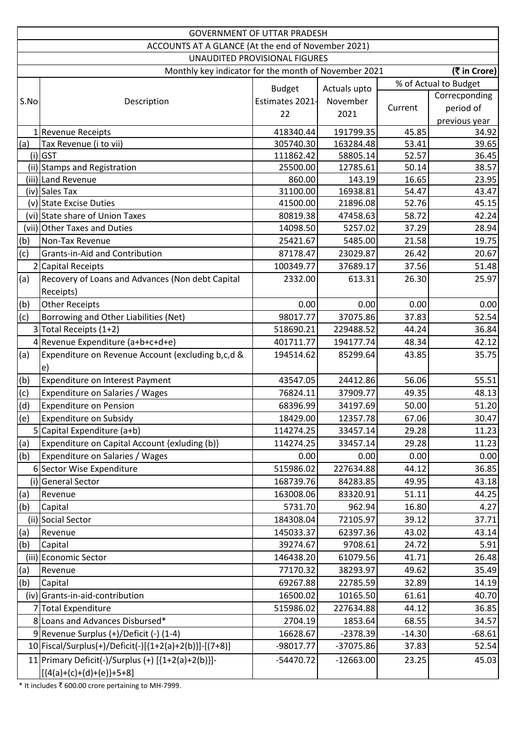GOVERNMENT OF UTTAR PRADESH

ACCOUNTS AT A GLANCE (At the end of November 2021)

UNAUDITED PROVISIONAL FIGURES

Monthly key indicator for the month of November 2021 **(₹ in Crore)**

| S.No | Description | Budget Estimates 2021-22 | Actuals upto November 2021 | % of Actual to Budget | |
|---|---|---|---|---|---|
| | | | | Current | Correcponding period of previous year |
| 1 | Revenue Receipts | 418340.44 | 191799.35 | 45.85 | 34.92 |
| (a) | Tax Revenue (i to vii) | 305740.30 | 163284.48 | 53.41 | 39.65 |
| (i) | GST | 111862.42 | 58805.14 | 52.57 | 36.45 |
| (ii) | Stamps and Registration | 25500.00 | 12785.61 | 50.14 | 38.57 |
| (iii) | Land Revenue | 860.00 | 143.19 | 16.65 | 23.95 |
| (iv) | Sales Tax | 31100.00 | 16938.81 | 54.47 | 43.47 |
| (v) | State Excise Duties | 41500.00 | 21896.08 | 52.76 | 45.15 |
| (vi) | State share of Union Taxes | 80819.38 | 47458.63 | 58.72 | 42.24 |
| (vii) | Other Taxes and Duties | 14098.50 | 5257.02 | 37.29 | 28.94 |
| (b) | Non-Tax Revenue | 25421.67 | 5485.00 | 21.58 | 19.75 |
| (c) | Grants-in-Aid and Contribution | 87178.47 | 23029.87 | 26.42 | 20.67 |
| 2 | Capital Receipts | 100349.77 | 37689.17 | 37.56 | 51.48 |
| (a) | Recovery of Loans and Advances (Non debt Capital Receipts) | 2332.00 | 613.31 | 26.30 | 25.97 |
| (b) | Other Receipts | 0.00 | 0.00 | 0.00 | 0.00 |
| (c) | Borrowing and Other Liabilities (Net) | 98017.77 | 37075.86 | 37.83 | 52.54 |
| 3 | Total Receipts (1+2) | 518690.21 | 229488.52 | 44.24 | 36.84 |
| 4 | Revenue Expenditure (a+b+c+d+e) | 401711.77 | 194177.74 | 48.34 | 42.12 |
| (a) | Expenditure on Revenue Account (excluding b,c,d & e) | 194514.62 | 85299.64 | 43.85 | 35.75 |
| (b) | Expenditure on Interest Payment | 43547.05 | 24412.86 | 56.06 | 55.51 |
| (c) | Expenditure on Salaries / Wages | 76824.11 | 37909.77 | 49.35 | 48.13 |
| (d) | Expenditure on Pension | 68396.99 | 34197.69 | 50.00 | 51.20 |
| (e) | Expenditure on Subsidy | 18429.00 | 12357.78 | 67.06 | 30.47 |
| 5 | Capital Expenditure (a+b) | 114274.25 | 33457.14 | 29.28 | 11.23 |
| (a) | Expenditure on Capital Account {exluding (b)} | 114274.25 | 33457.14 | 29.28 | 11.23 |
| (b) | Expenditure on Salaries / Wages | 0.00 | 0.00 | 0.00 | 0.00 |
| 6 | Sector Wise Expenditure | 515986.02 | 227634.88 | 44.12 | 36.85 |
| (i) | General Sector | 168739.76 | 84283.85 | 49.95 | 43.18 |
| (a) | Revenue | 163008.06 | 83320.91 | 51.11 | 44.25 |
| (b) | Capital | 5731.70 | 962.94 | 16.80 | 4.27 |
| (ii) | Social Sector | 184308.04 | 72105.97 | 39.12 | 37.71 |
| (a) | Revenue | 145033.37 | 62397.36 | 43.02 | 43.14 |
| (b) | Capital | 39274.67 | 9708.61 | 24.72 | 5.91 |
| (iii) | Economic Sector | 146438.20 | 61079.56 | 41.71 | 26.48 |
| (a) | Revenue | 77170.32 | 38293.97 | 49.62 | 35.49 |
| (b) | Capital | 69267.88 | 22785.59 | 32.89 | 14.19 |
| (iv) | Grants-in-aid-contribution | 16500.02 | 10165.50 | 61.61 | 40.70 |
| 7 | Total Expenditure | 515986.02 | 227634.88 | 44.12 | 36.85 |
| 8 | Loans and Advances Disbursed* | 2704.19 | 1853.64 | 68.55 | 34.57 |
| 9 | Revenue Surplus (+)/Deficit (-) (1-4) | 16628.67 | -2378.39 | -14.30 | -68.61 |
| 10 | Fiscal/Surplus(+)/Deficit(-)[{1+2(a)+2(b)}]-[(7+8)] | -98017.77 | -37075.86 | 37.83 | 52.54 |
| 11 | Primary Deficit(-)/Surplus (+) [{1+2(a)+2(b)}]-[{4(a)+(c)+(d)+(e)}+5+8] | -54470.72 | -12663.00 | 23.25 | 45.03 |

* It includes ₹ 600.00 crore pertaining to MH-7999.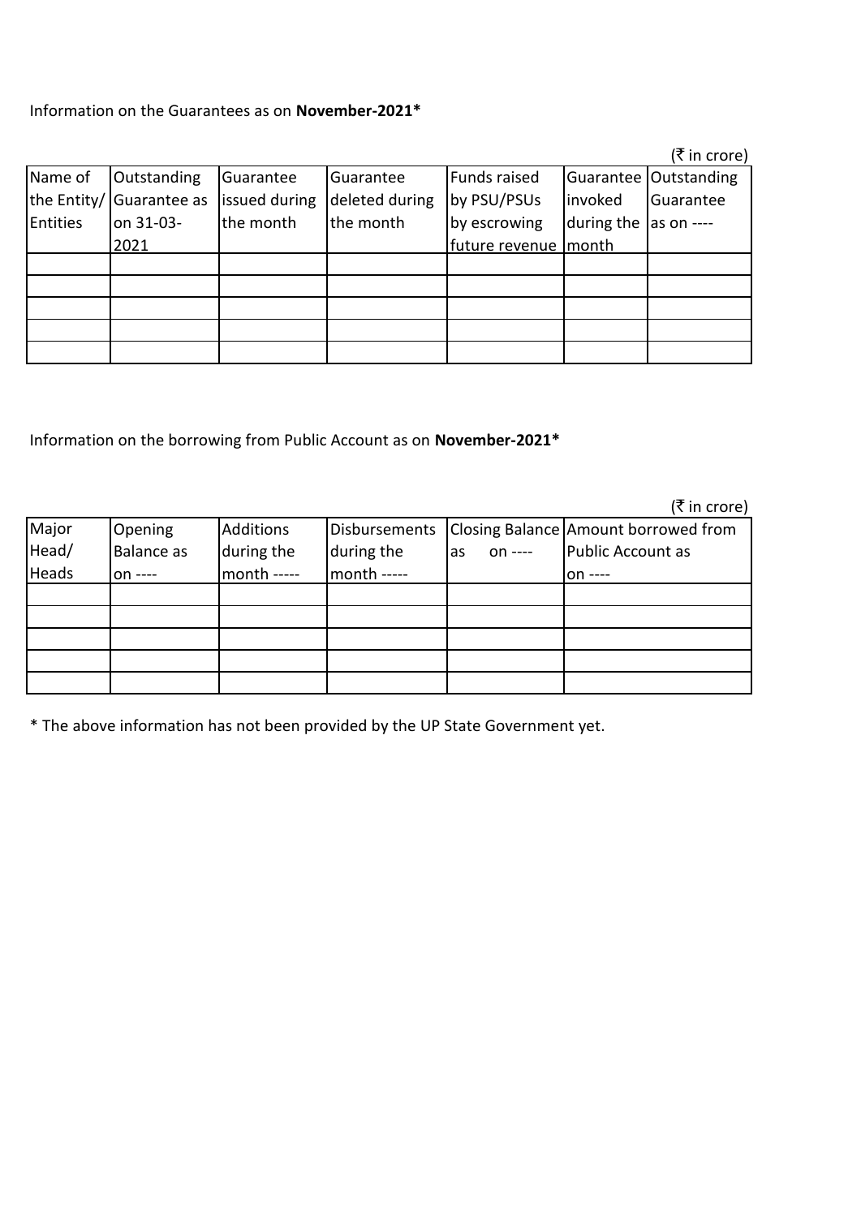Information on the Guarantees as on **November-2021***

(₹ in crore)

| Name of the Entity/ Entities | Outstanding Guarantee as on 31-03-2021 | Guarantee issued during the month | Guarantee deleted during the month | Funds raised by PSU/PSUs by escrowing future revenue | Guarantee invoked during the month | Outstanding Guarantee as on ---- |
|---|---|---|---|---|---|---|
| | | | | | | |
| | | | | | | |
| | | | | | | |
| | | | | | | |
| | | | | | | |

Information on the borrowing from Public Account as on **November-2021***

(₹ in crore)

| Major Head/ Heads | Opening Balance as on ---- | Additions during the month ----- | Disbursements during the month ----- | Closing Balance as on ---- | Amount borrowed from Public Account as on ---- |
|---|---|---|---|---|---|
| | | | | | |
| | | | | | |
| | | | | | |
| | | | | | |
| | | | | | |

* The above information has not been provided by the UP State Government yet.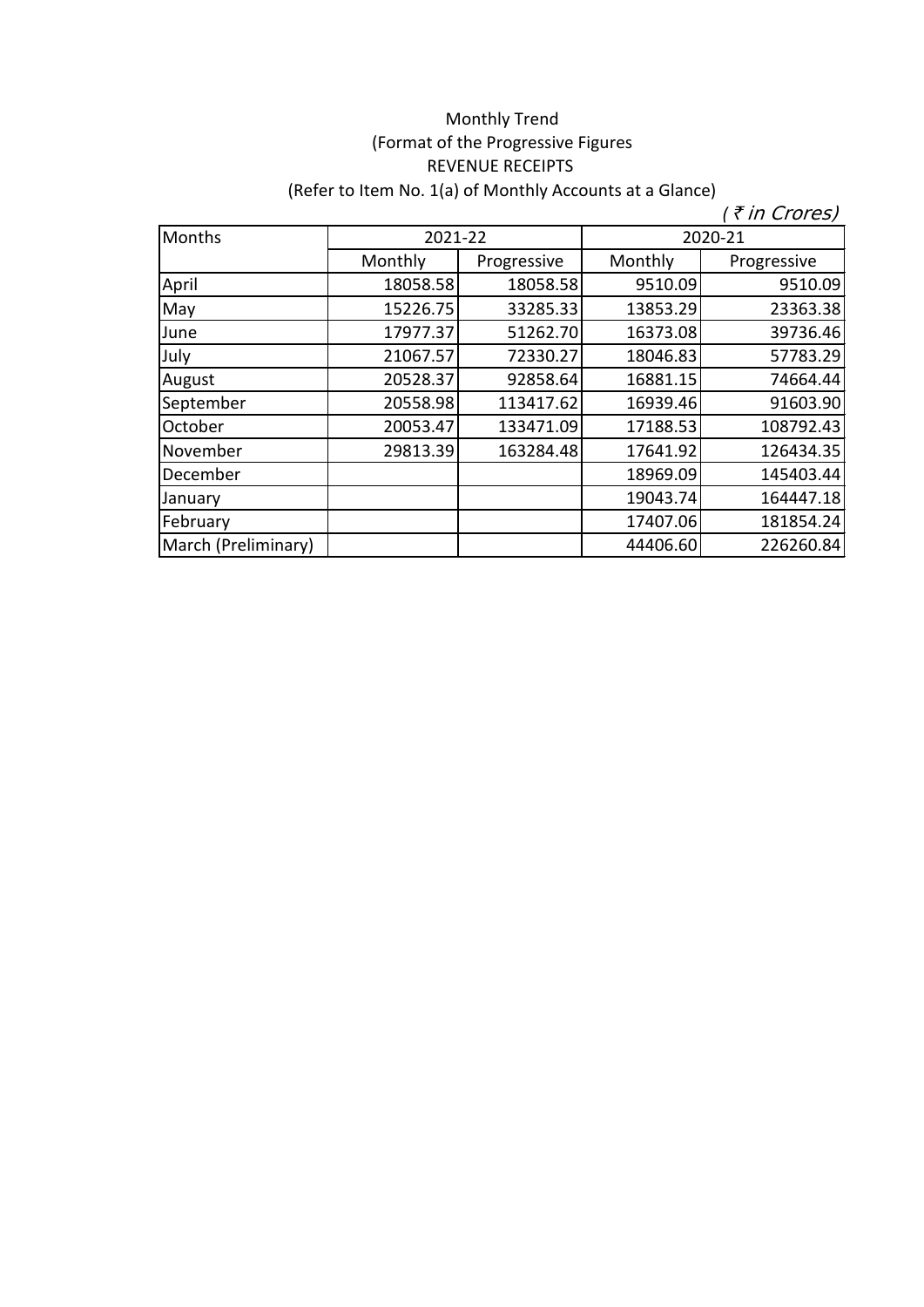Monthly Trend

(Format of the Progressive Figures

REVENUE RECEIPTS

(Refer to Item No. 1(a) of Monthly Accounts at a Glance)

*( ₹ in Crores)*

| Months | 2021-22 | | 2020-21 | |
|---|---|---|---|---|
| | Monthly | Progressive | Monthly | Progressive |
| April | 18058.58 | 18058.58 | 9510.09 | 9510.09 |
| May | 15226.75 | 33285.33 | 13853.29 | 23363.38 |
| June | 17977.37 | 51262.70 | 16373.08 | 39736.46 |
| July | 21067.57 | 72330.27 | 18046.83 | 57783.29 |
| August | 20528.37 | 92858.64 | 16881.15 | 74664.44 |
| September | 20558.98 | 113417.62 | 16939.46 | 91603.90 |
| October | 20053.47 | 133471.09 | 17188.53 | 108792.43 |
| November | 29813.39 | 163284.48 | 17641.92 | 126434.35 |
| December | | | 18969.09 | 145403.44 |
| January | | | 19043.74 | 164447.18 |
| February | | | 17407.06 | 181854.24 |
| March (Preliminary) | | | 44406.60 | 226260.84 |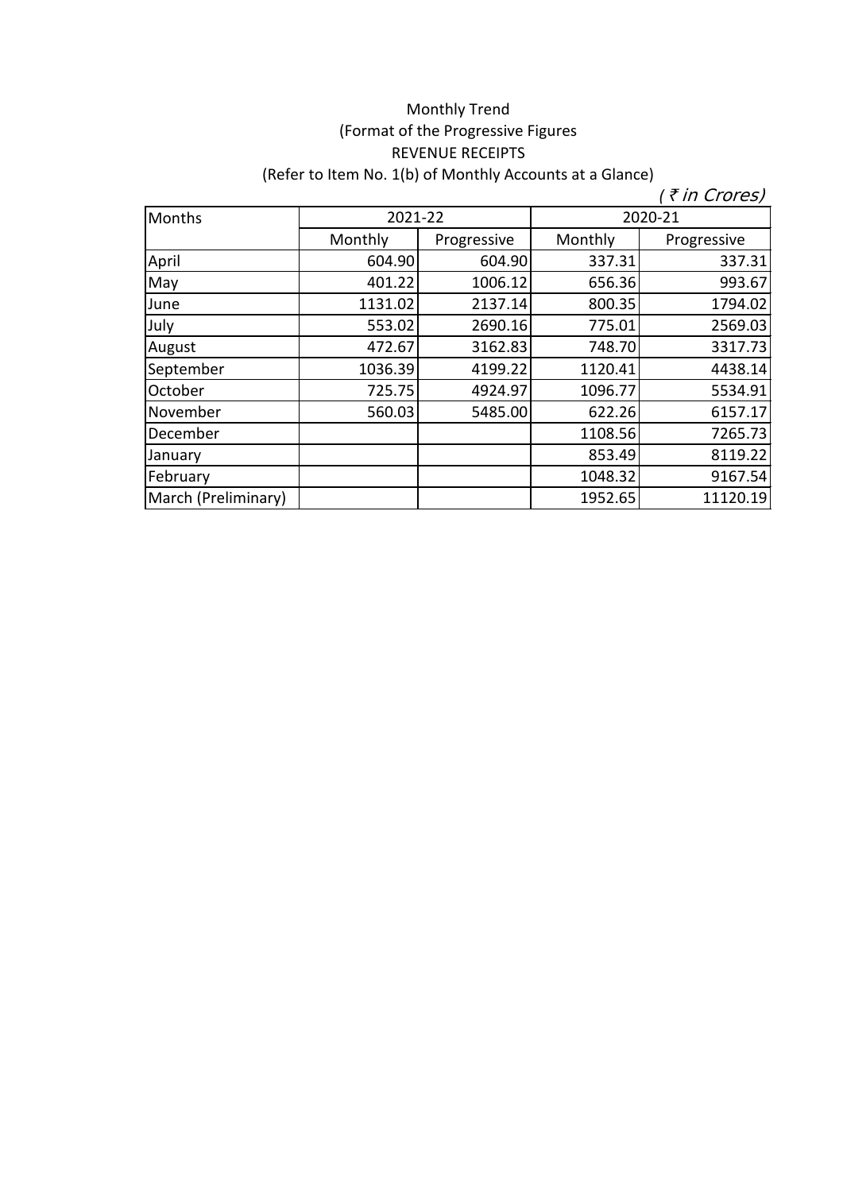Monthly Trend

(Format of the Progressive Figures

REVENUE RECEIPTS

(Refer to Item No. 1(b) of Monthly Accounts at a Glance)

*( ₹ in Crores)*

| Months | 2021-22 | | 2020-21 | |
|---|---|---|---|---|
| | Monthly | Progressive | Monthly | Progressive |
| April | 604.90 | 604.90 | 337.31 | 337.31 |
| May | 401.22 | 1006.12 | 656.36 | 993.67 |
| June | 1131.02 | 2137.14 | 800.35 | 1794.02 |
| July | 553.02 | 2690.16 | 775.01 | 2569.03 |
| August | 472.67 | 3162.83 | 748.70 | 3317.73 |
| September | 1036.39 | 4199.22 | 1120.41 | 4438.14 |
| October | 725.75 | 4924.97 | 1096.77 | 5534.91 |
| November | 560.03 | 5485.00 | 622.26 | 6157.17 |
| December | | | 1108.56 | 7265.73 |
| January | | | 853.49 | 8119.22 |
| February | | | 1048.32 | 9167.54 |
| March (Preliminary) | | | 1952.65 | 11120.19 |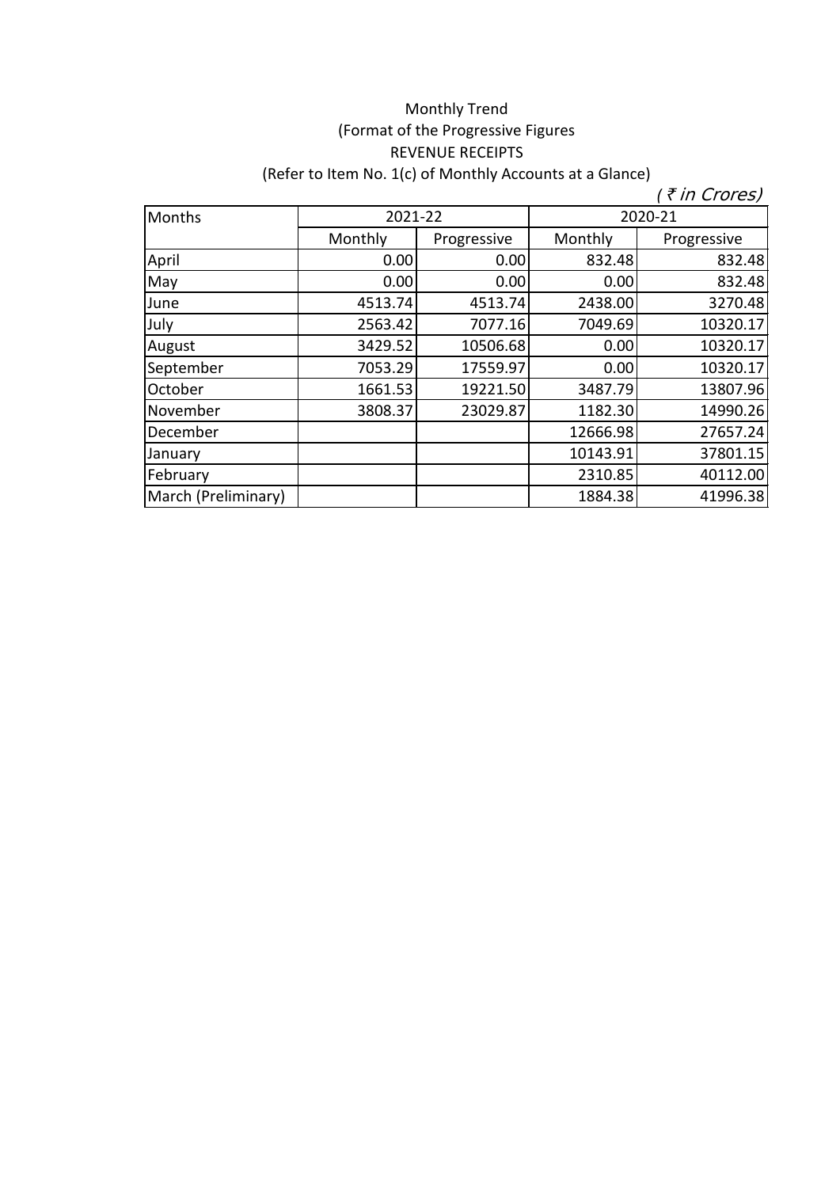Monthly Trend

(Format of the Progressive Figures

REVENUE RECEIPTS

(Refer to Item No. 1(c) of Monthly Accounts at a Glance)

*(₹ in Crores)*

| Months | 2021-22 | | 2020-21 | |
|---|---|---|---|---|
| | Monthly | Progressive | Monthly | Progressive |
| April | 0.00 | 0.00 | 832.48 | 832.48 |
| May | 0.00 | 0.00 | 0.00 | 832.48 |
| June | 4513.74 | 4513.74 | 2438.00 | 3270.48 |
| July | 2563.42 | 7077.16 | 7049.69 | 10320.17 |
| August | 3429.52 | 10506.68 | 0.00 | 10320.17 |
| September | 7053.29 | 17559.97 | 0.00 | 10320.17 |
| October | 1661.53 | 19221.50 | 3487.79 | 13807.96 |
| November | 3808.37 | 23029.87 | 1182.30 | 14990.26 |
| December | | | 12666.98 | 27657.24 |
| January | | | 10143.91 | 37801.15 |
| February | | | 2310.85 | 40112.00 |
| March (Preliminary) | | | 1884.38 | 41996.38 |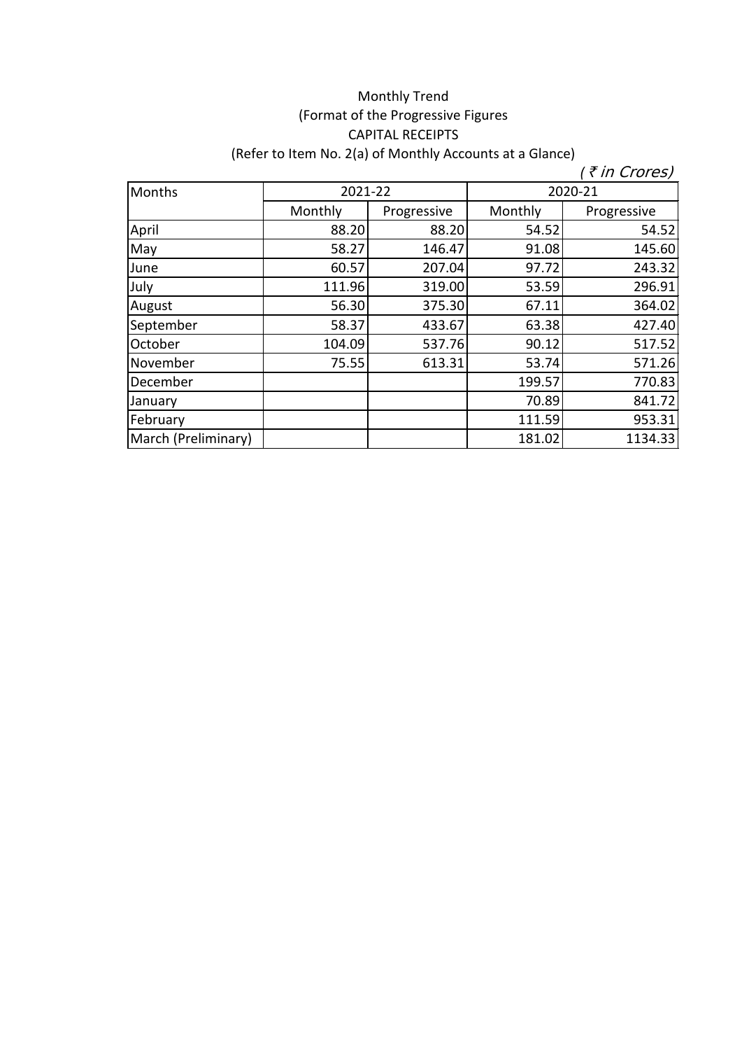Monthly Trend

(Format of the Progressive Figures

CAPITAL RECEIPTS

(Refer to Item No. 2(a) of Monthly Accounts at a Glance)

*( ₹ in Crores)*

| Months | 2021-22 | | 2020-21 | |
|---|---|---|---|---|
| | Monthly | Progressive | Monthly | Progressive |
| April | 88.20 | 88.20 | 54.52 | 54.52 |
| May | 58.27 | 146.47 | 91.08 | 145.60 |
| June | 60.57 | 207.04 | 97.72 | 243.32 |
| July | 111.96 | 319.00 | 53.59 | 296.91 |
| August | 56.30 | 375.30 | 67.11 | 364.02 |
| September | 58.37 | 433.67 | 63.38 | 427.40 |
| October | 104.09 | 537.76 | 90.12 | 517.52 |
| November | 75.55 | 613.31 | 53.74 | 571.26 |
| December | | | 199.57 | 770.83 |
| January | | | 70.89 | 841.72 |
| February | | | 111.59 | 953.31 |
| March (Preliminary) | | | 181.02 | 1134.33 |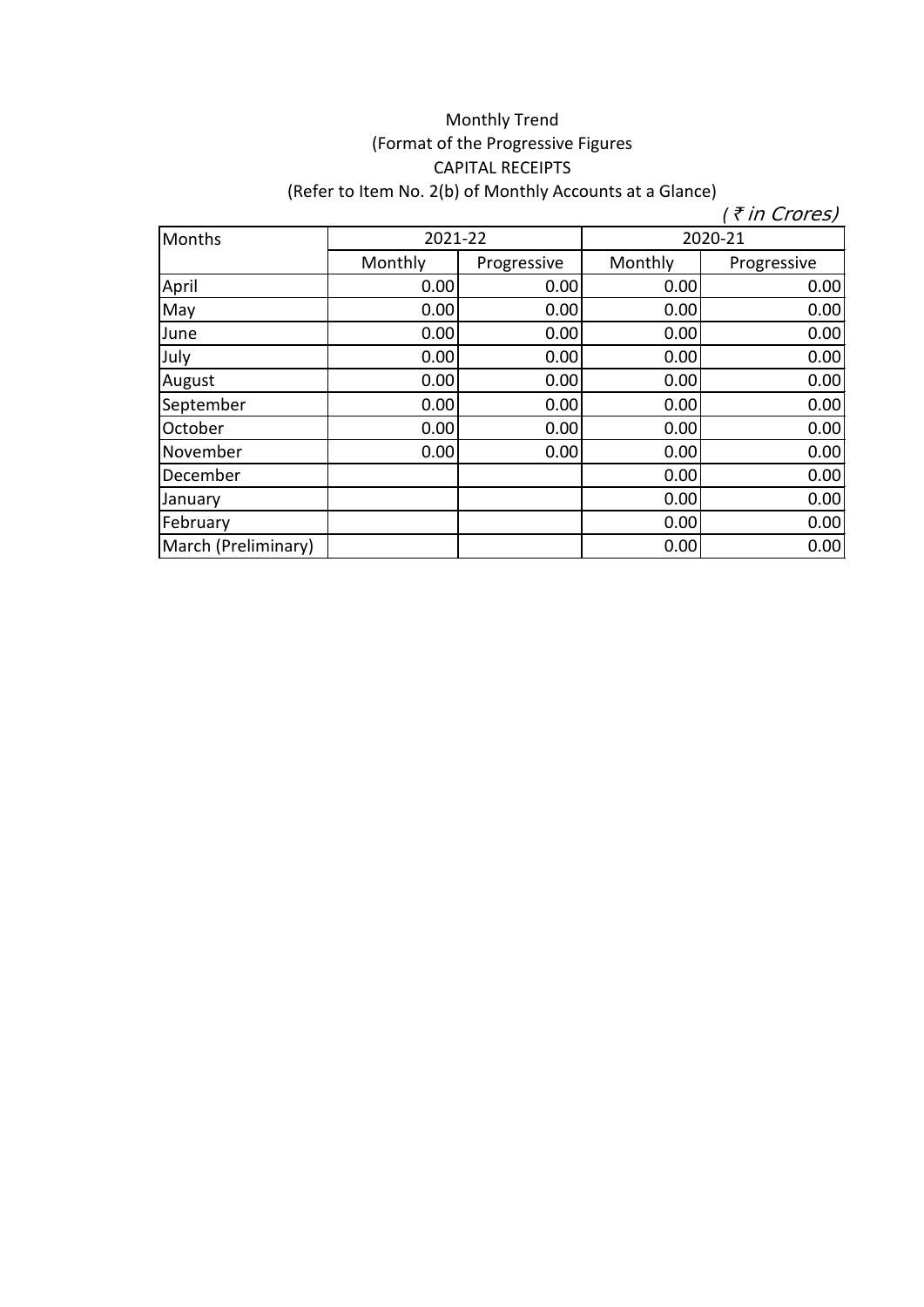Monthly Trend

(Format of the Progressive Figures

CAPITAL RECEIPTS

(Refer to Item No. 2(b) of Monthly Accounts at a Glance)

*( ₹ in Crores)*

| Months | 2021-22 | | 2020-21 | |
|---|---|---|---|---|
| | Monthly | Progressive | Monthly | Progressive |
| April | 0.00 | 0.00 | 0.00 | 0.00 |
| May | 0.00 | 0.00 | 0.00 | 0.00 |
| June | 0.00 | 0.00 | 0.00 | 0.00 |
| July | 0.00 | 0.00 | 0.00 | 0.00 |
| August | 0.00 | 0.00 | 0.00 | 0.00 |
| September | 0.00 | 0.00 | 0.00 | 0.00 |
| October | 0.00 | 0.00 | 0.00 | 0.00 |
| November | 0.00 | 0.00 | 0.00 | 0.00 |
| December | | | 0.00 | 0.00 |
| January | | | 0.00 | 0.00 |
| February | | | 0.00 | 0.00 |
| March (Preliminary) | | | 0.00 | 0.00 |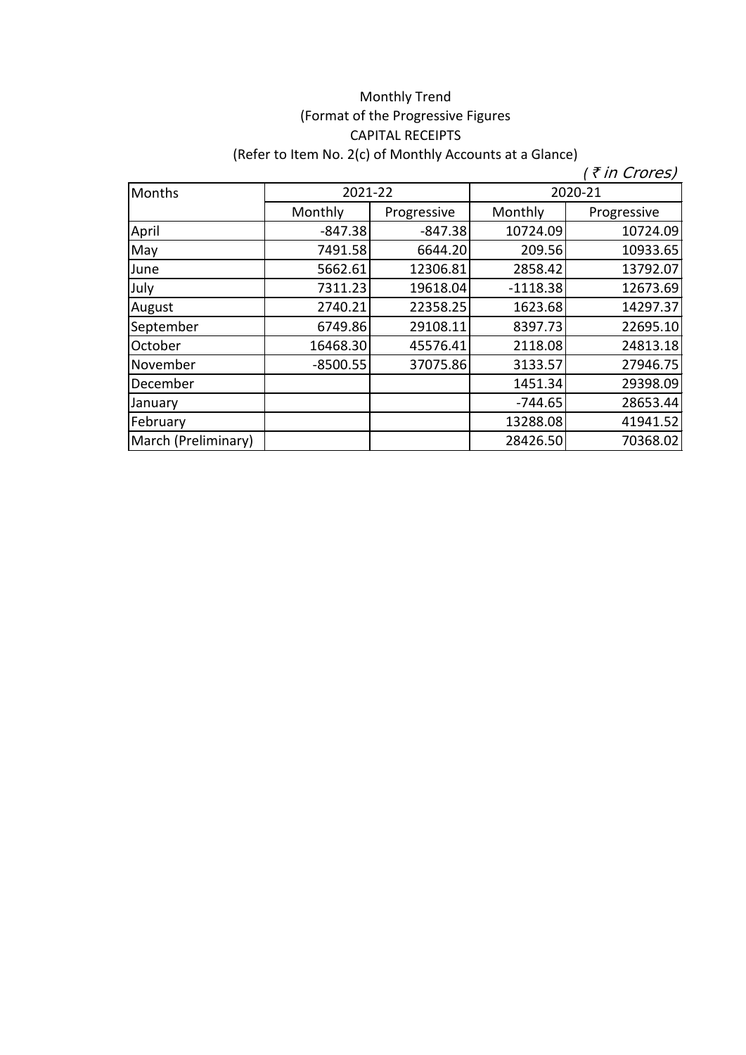# Monthly Trend

(Format of the Progressive Figures

CAPITAL RECEIPTS

(Refer to Item No. 2(c) of Monthly Accounts at a Glance)

*(₹ in Crores)*

| Months | 2021-22 | | 2020-21 | |
|---|---|---|---|---|
| | Monthly | Progressive | Monthly | Progressive |
| April | -847.38 | -847.38 | 10724.09 | 10724.09 |
| May | 7491.58 | 6644.20 | 209.56 | 10933.65 |
| June | 5662.61 | 12306.81 | 2858.42 | 13792.07 |
| July | 7311.23 | 19618.04 | -1118.38 | 12673.69 |
| August | 2740.21 | 22358.25 | 1623.68 | 14297.37 |
| September | 6749.86 | 29108.11 | 8397.73 | 22695.10 |
| October | 16468.30 | 45576.41 | 2118.08 | 24813.18 |
| November | -8500.55 | 37075.86 | 3133.57 | 27946.75 |
| December | | | 1451.34 | 29398.09 |
| January | | | -744.65 | 28653.44 |
| February | | | 13288.08 | 41941.52 |
| March (Preliminary) | | | 28426.50 | 70368.02 |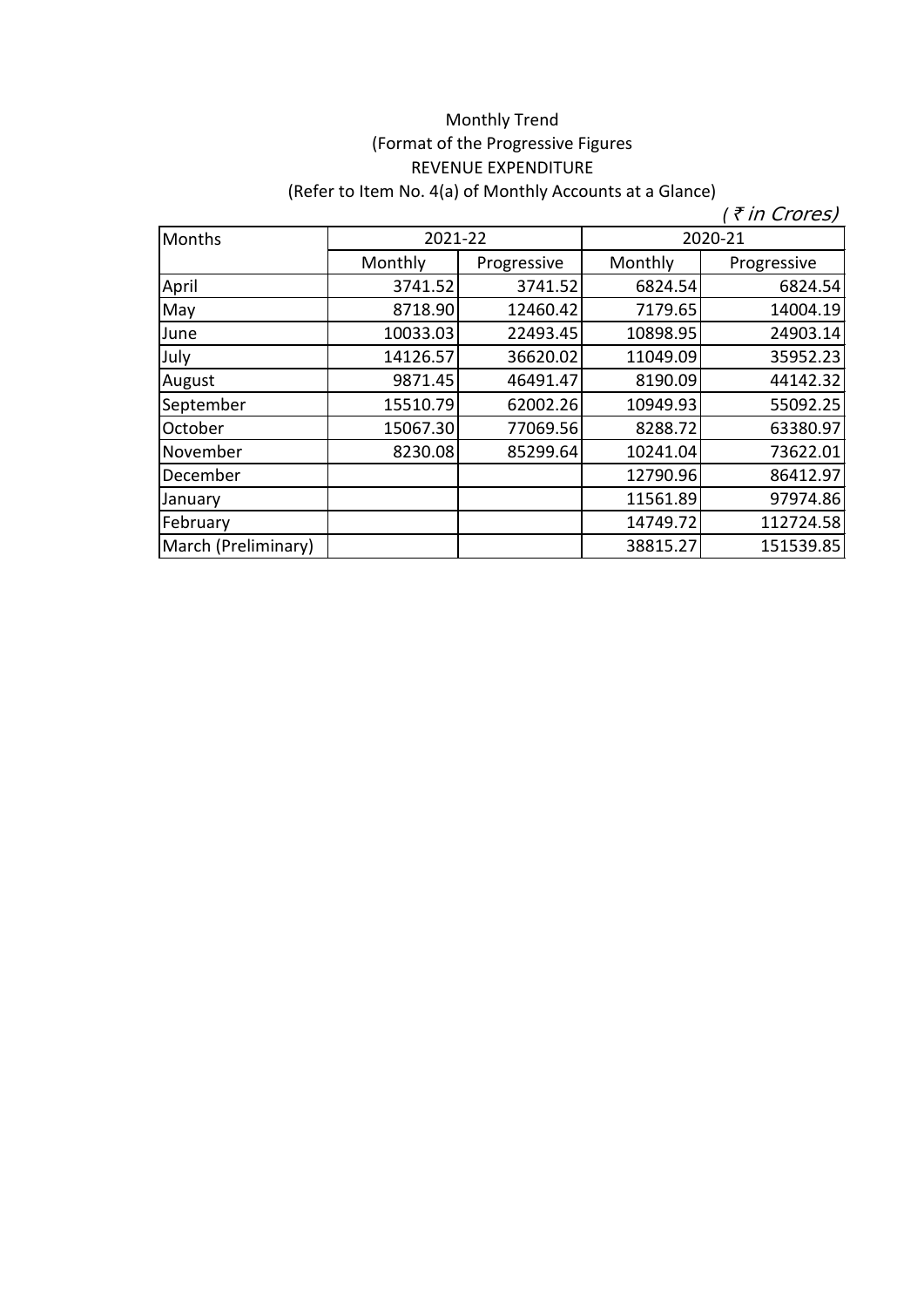Monthly Trend

(Format of the Progressive Figures

REVENUE EXPENDITURE

(Refer to Item No. 4(a) of Monthly Accounts at a Glance)

*( ₹ in Crores)*

| Months | 2021-22 | | 2020-21 | |
|---|---|---|---|---|
| | Monthly | Progressive | Monthly | Progressive |
| April | 3741.52 | 3741.52 | 6824.54 | 6824.54 |
| May | 8718.90 | 12460.42 | 7179.65 | 14004.19 |
| June | 10033.03 | 22493.45 | 10898.95 | 24903.14 |
| July | 14126.57 | 36620.02 | 11049.09 | 35952.23 |
| August | 9871.45 | 46491.47 | 8190.09 | 44142.32 |
| September | 15510.79 | 62002.26 | 10949.93 | 55092.25 |
| October | 15067.30 | 77069.56 | 8288.72 | 63380.97 |
| November | 8230.08 | 85299.64 | 10241.04 | 73622.01 |
| December | | | 12790.96 | 86412.97 |
| January | | | 11561.89 | 97974.86 |
| February | | | 14749.72 | 112724.58 |
| March (Preliminary) | | | 38815.27 | 151539.85 |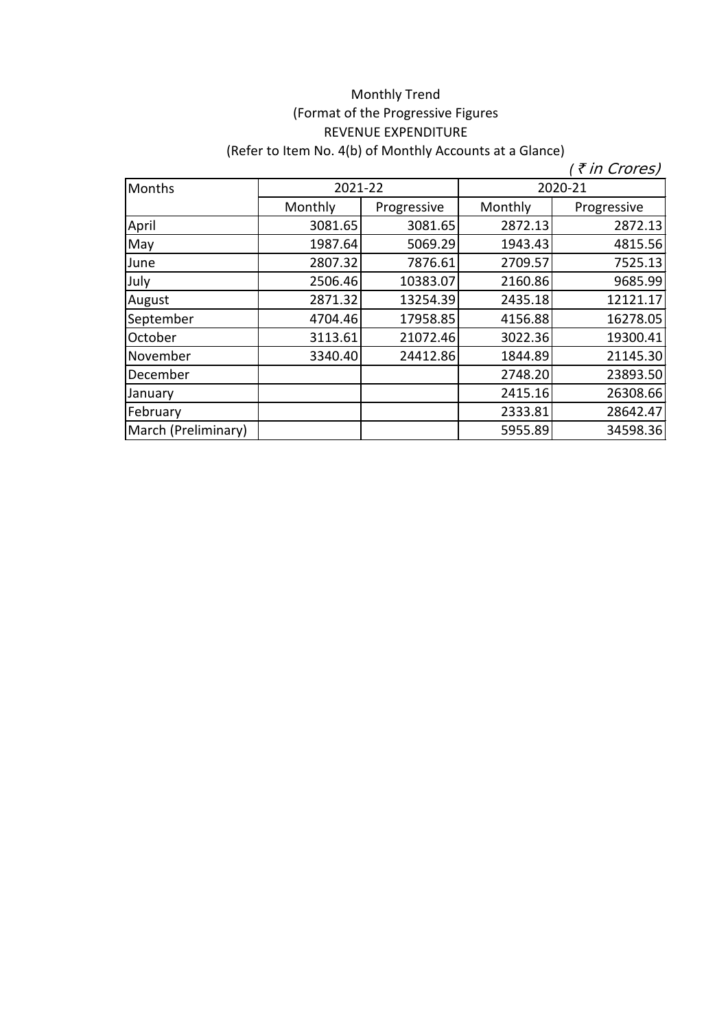Monthly Trend

(Format of the Progressive Figures

REVENUE EXPENDITURE

(Refer to Item No. 4(b) of Monthly Accounts at a Glance)

*( ₹ in Crores)*

| Months | 2021-22 | | 2020-21 | |
|---|---|---|---|---|
| | Monthly | Progressive | Monthly | Progressive |
| April | 3081.65 | 3081.65 | 2872.13 | 2872.13 |
| May | 1987.64 | 5069.29 | 1943.43 | 4815.56 |
| June | 2807.32 | 7876.61 | 2709.57 | 7525.13 |
| July | 2506.46 | 10383.07 | 2160.86 | 9685.99 |
| August | 2871.32 | 13254.39 | 2435.18 | 12121.17 |
| September | 4704.46 | 17958.85 | 4156.88 | 16278.05 |
| October | 3113.61 | 21072.46 | 3022.36 | 19300.41 |
| November | 3340.40 | 24412.86 | 1844.89 | 21145.30 |
| December | | | 2748.20 | 23893.50 |
| January | | | 2415.16 | 26308.66 |
| February | | | 2333.81 | 28642.47 |
| March (Preliminary) | | | 5955.89 | 34598.36 |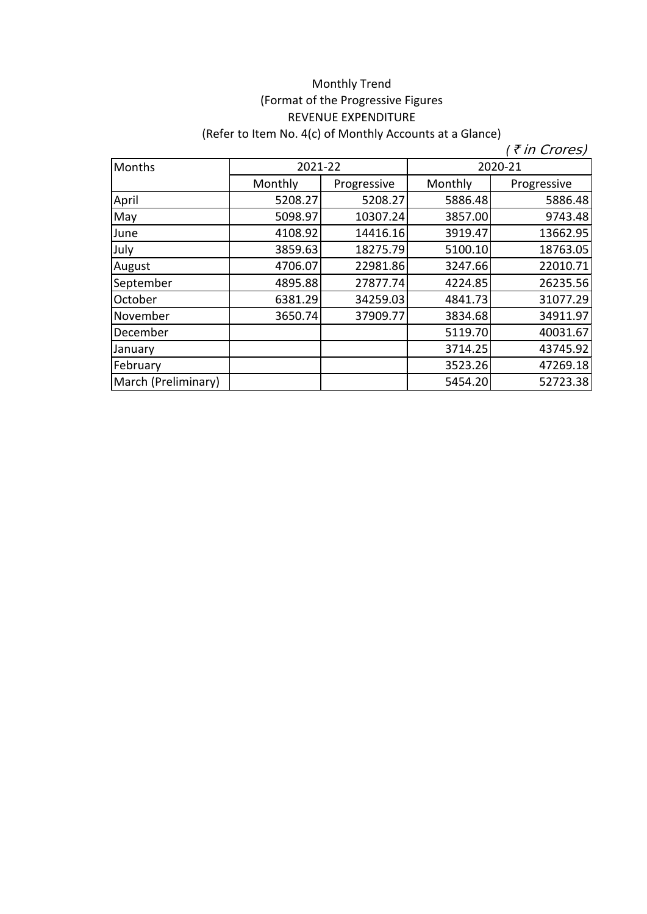Monthly Trend

(Format of the Progressive Figures

REVENUE EXPENDITURE

(Refer to Item No. 4(c) of Monthly Accounts at a Glance)

*( ₹ in Crores)*

| Months | 2021-22 | | 2020-21 | |
|---|---|---|---|---|
| | Monthly | Progressive | Monthly | Progressive |
| April | 5208.27 | 5208.27 | 5886.48 | 5886.48 |
| May | 5098.97 | 10307.24 | 3857.00 | 9743.48 |
| June | 4108.92 | 14416.16 | 3919.47 | 13662.95 |
| July | 3859.63 | 18275.79 | 5100.10 | 18763.05 |
| August | 4706.07 | 22981.86 | 3247.66 | 22010.71 |
| September | 4895.88 | 27877.74 | 4224.85 | 26235.56 |
| October | 6381.29 | 34259.03 | 4841.73 | 31077.29 |
| November | 3650.74 | 37909.77 | 3834.68 | 34911.97 |
| December | | | 5119.70 | 40031.67 |
| January | | | 3714.25 | 43745.92 |
| February | | | 3523.26 | 47269.18 |
| March (Preliminary) | | | 5454.20 | 52723.38 |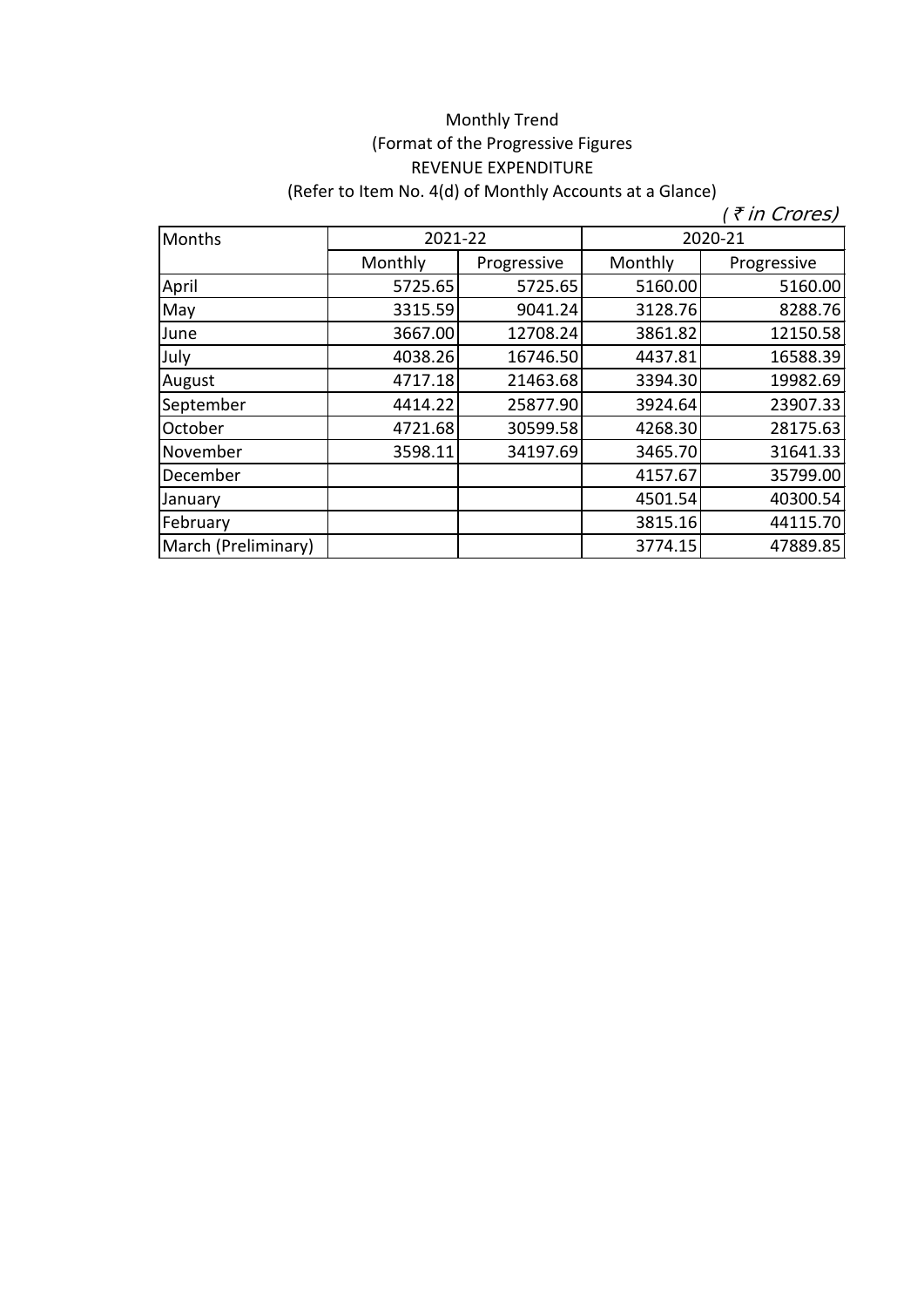Monthly Trend

(Format of the Progressive Figures

REVENUE EXPENDITURE

(Refer to Item No. 4(d) of Monthly Accounts at a Glance)

*( ₹ in Crores)*

| Months | 2021-22 | | 2020-21 | |
|---|---|---|---|---|
| | Monthly | Progressive | Monthly | Progressive |
| April | 5725.65 | 5725.65 | 5160.00 | 5160.00 |
| May | 3315.59 | 9041.24 | 3128.76 | 8288.76 |
| June | 3667.00 | 12708.24 | 3861.82 | 12150.58 |
| July | 4038.26 | 16746.50 | 4437.81 | 16588.39 |
| August | 4717.18 | 21463.68 | 3394.30 | 19982.69 |
| September | 4414.22 | 25877.90 | 3924.64 | 23907.33 |
| October | 4721.68 | 30599.58 | 4268.30 | 28175.63 |
| November | 3598.11 | 34197.69 | 3465.70 | 31641.33 |
| December | | | 4157.67 | 35799.00 |
| January | | | 4501.54 | 40300.54 |
| February | | | 3815.16 | 44115.70 |
| March (Preliminary) | | | 3774.15 | 47889.85 |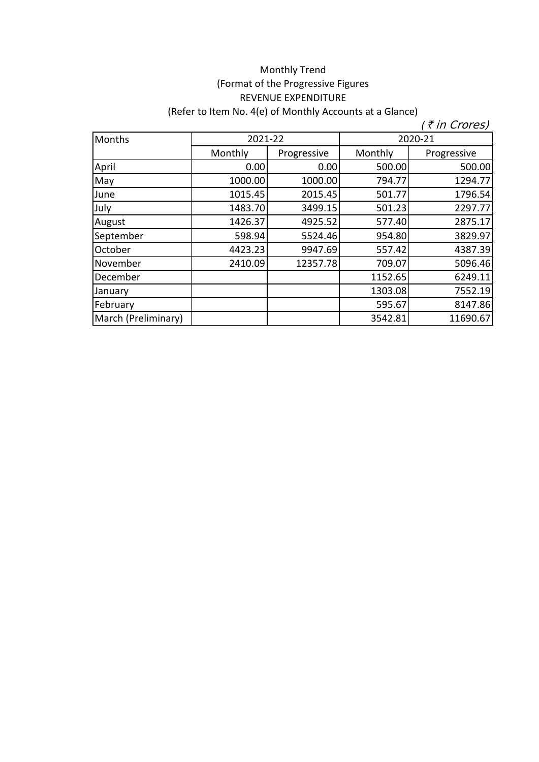Monthly Trend

(Format of the Progressive Figures

REVENUE EXPENDITURE

(Refer to Item No. 4(e) of Monthly Accounts at a Glance)

*( ₹ in Crores)*

| Months | 2021-22 | | 2020-21 | |
|---|---|---|---|---|
| | Monthly | Progressive | Monthly | Progressive |
| April | 0.00 | 0.00 | 500.00 | 500.00 |
| May | 1000.00 | 1000.00 | 794.77 | 1294.77 |
| June | 1015.45 | 2015.45 | 501.77 | 1796.54 |
| July | 1483.70 | 3499.15 | 501.23 | 2297.77 |
| August | 1426.37 | 4925.52 | 577.40 | 2875.17 |
| September | 598.94 | 5524.46 | 954.80 | 3829.97 |
| October | 4423.23 | 9947.69 | 557.42 | 4387.39 |
| November | 2410.09 | 12357.78 | 709.07 | 5096.46 |
| December | | | 1152.65 | 6249.11 |
| January | | | 1303.08 | 7552.19 |
| February | | | 595.67 | 8147.86 |
| March (Preliminary) | | | 3542.81 | 11690.67 |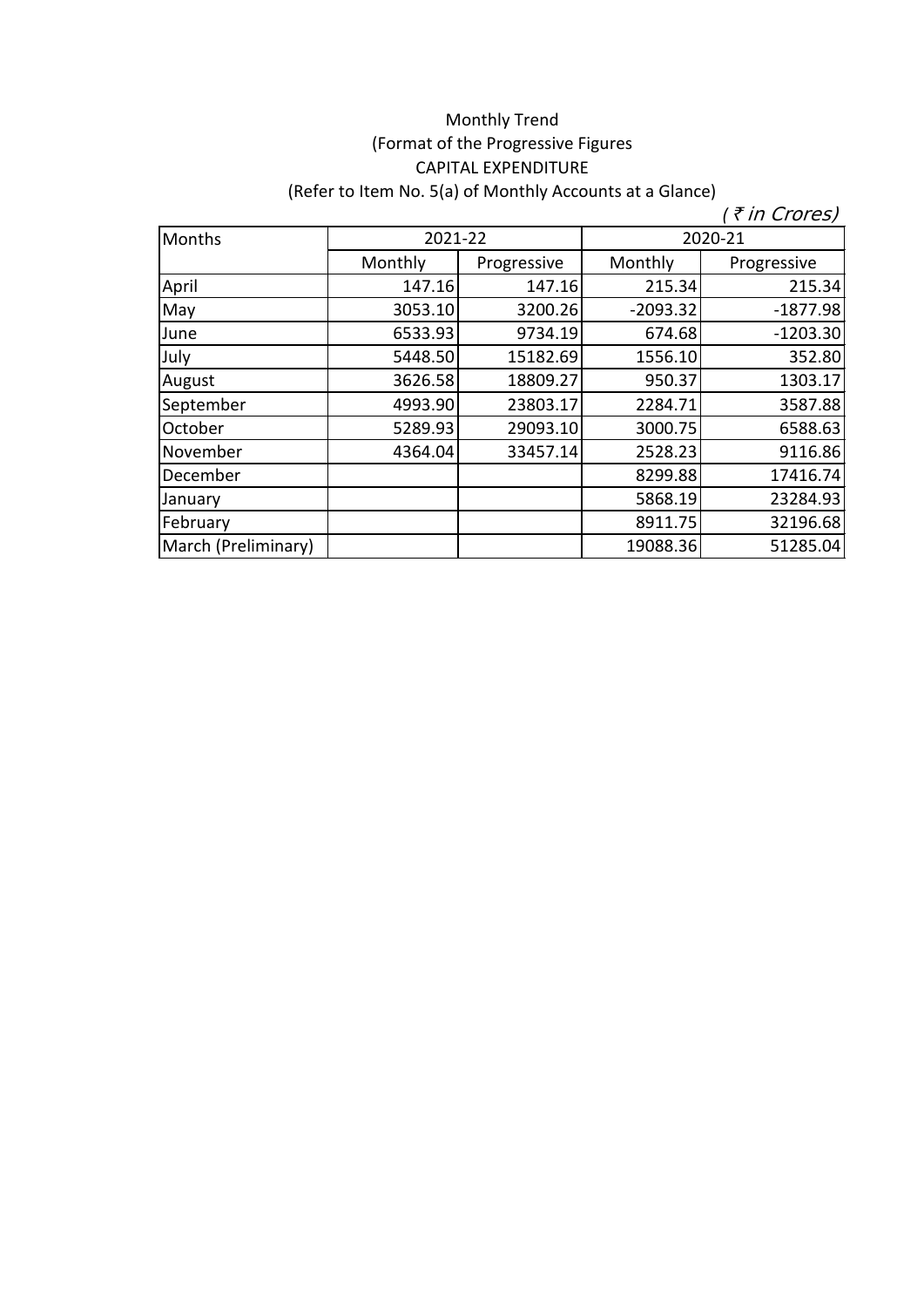Monthly Trend

(Format of the Progressive Figures

CAPITAL EXPENDITURE

(Refer to Item No. 5(a) of Monthly Accounts at a Glance)

*( ₹ in Crores)*

| Months | 2021-22 | | 2020-21 | |
|---|---|---|---|---|
| | Monthly | Progressive | Monthly | Progressive |
| April | 147.16 | 147.16 | 215.34 | 215.34 |
| May | 3053.10 | 3200.26 | -2093.32 | -1877.98 |
| June | 6533.93 | 9734.19 | 674.68 | -1203.30 |
| July | 5448.50 | 15182.69 | 1556.10 | 352.80 |
| August | 3626.58 | 18809.27 | 950.37 | 1303.17 |
| September | 4993.90 | 23803.17 | 2284.71 | 3587.88 |
| October | 5289.93 | 29093.10 | 3000.75 | 6588.63 |
| November | 4364.04 | 33457.14 | 2528.23 | 9116.86 |
| December | | | 8299.88 | 17416.74 |
| January | | | 5868.19 | 23284.93 |
| February | | | 8911.75 | 32196.68 |
| March (Preliminary) | | | 19088.36 | 51285.04 |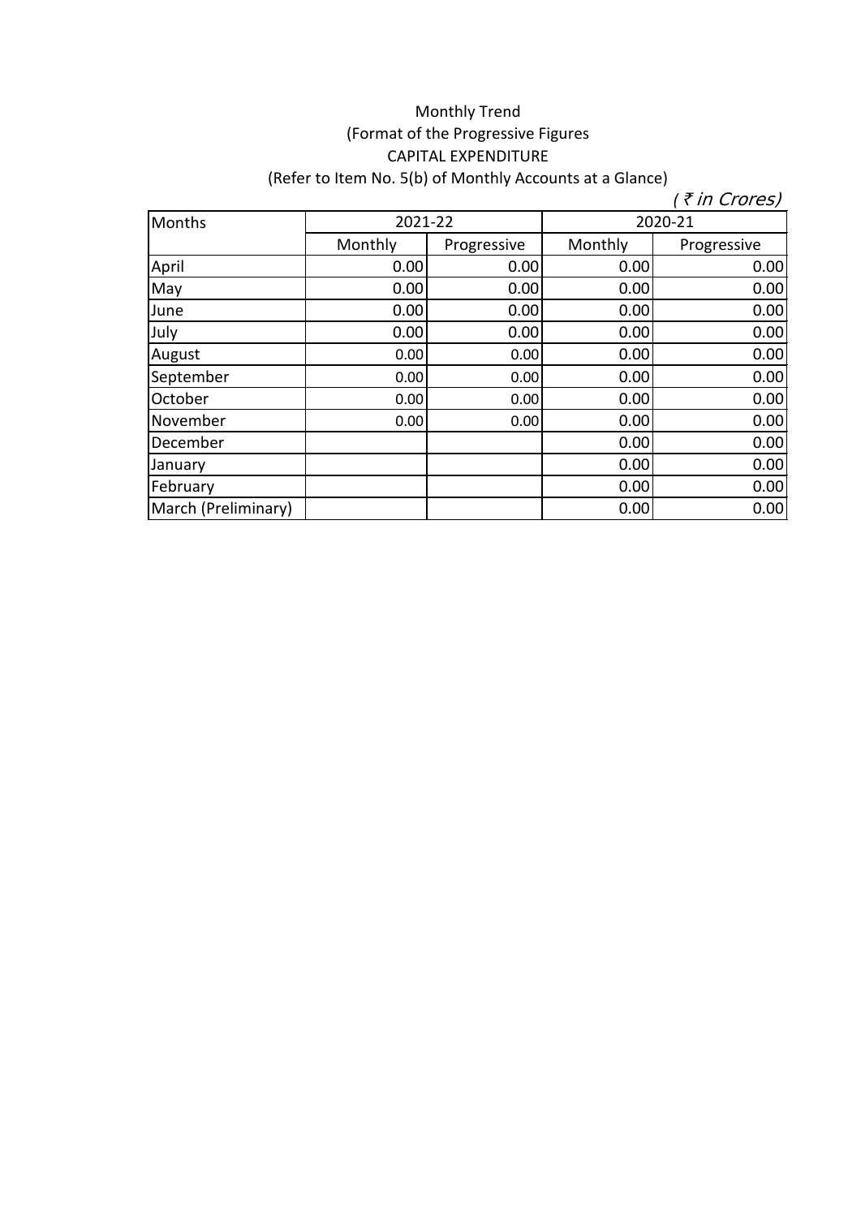Monthly Trend

(Format of the Progressive Figures

CAPITAL EXPENDITURE

(Refer to Item No. 5(b) of Monthly Accounts at a Glance)

*( ₹ in Crores)*

| Months | 2021-22 | | 2020-21 | |
|---|---|---|---|---|
| | Monthly | Progressive | Monthly | Progressive |
| April | 0.00 | 0.00 | 0.00 | 0.00 |
| May | 0.00 | 0.00 | 0.00 | 0.00 |
| June | 0.00 | 0.00 | 0.00 | 0.00 |
| July | 0.00 | 0.00 | 0.00 | 0.00 |
| August | 0.00 | 0.00 | 0.00 | 0.00 |
| September | 0.00 | 0.00 | 0.00 | 0.00 |
| October | 0.00 | 0.00 | 0.00 | 0.00 |
| November | 0.00 | 0.00 | 0.00 | 0.00 |
| December | | | 0.00 | 0.00 |
| January | | | 0.00 | 0.00 |
| February | | | 0.00 | 0.00 |
| March (Preliminary) | | | 0.00 | 0.00 |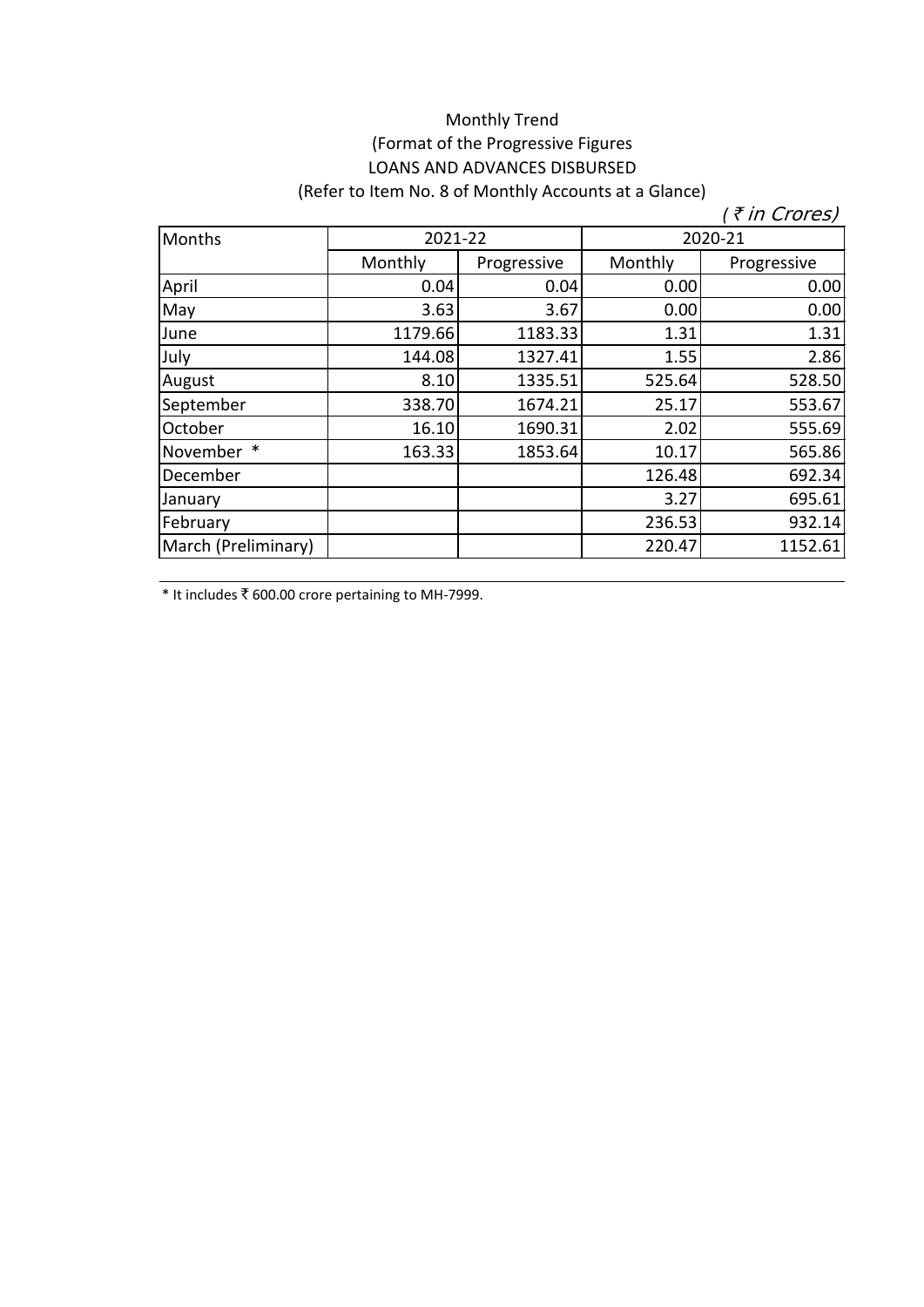Monthly Trend

(Format of the Progressive Figures

LOANS AND ADVANCES DISBURSED

(Refer to Item No. 8 of Monthly Accounts at a Glance)

*( ₹ in Crores)*

| Months | 2021-22 | | 2020-21 | |
|---|---|---|---|---|
| | Monthly | Progressive | Monthly | Progressive |
| April | 0.04 | 0.04 | 0.00 | 0.00 |
| May | 3.63 | 3.67 | 0.00 | 0.00 |
| June | 1179.66 | 1183.33 | 1.31 | 1.31 |
| July | 144.08 | 1327.41 | 1.55 | 2.86 |
| August | 8.10 | 1335.51 | 525.64 | 528.50 |
| September | 338.70 | 1674.21 | 25.17 | 553.67 |
| October | 16.10 | 1690.31 | 2.02 | 555.69 |
| November * | 163.33 | 1853.64 | 10.17 | 565.86 |
| December | | | 126.48 | 692.34 |
| January | | | 3.27 | 695.61 |
| February | | | 236.53 | 932.14 |
| March (Preliminary) | | | 220.47 | 1152.61 |

* It includes ₹ 600.00 crore pertaining to MH-7999.